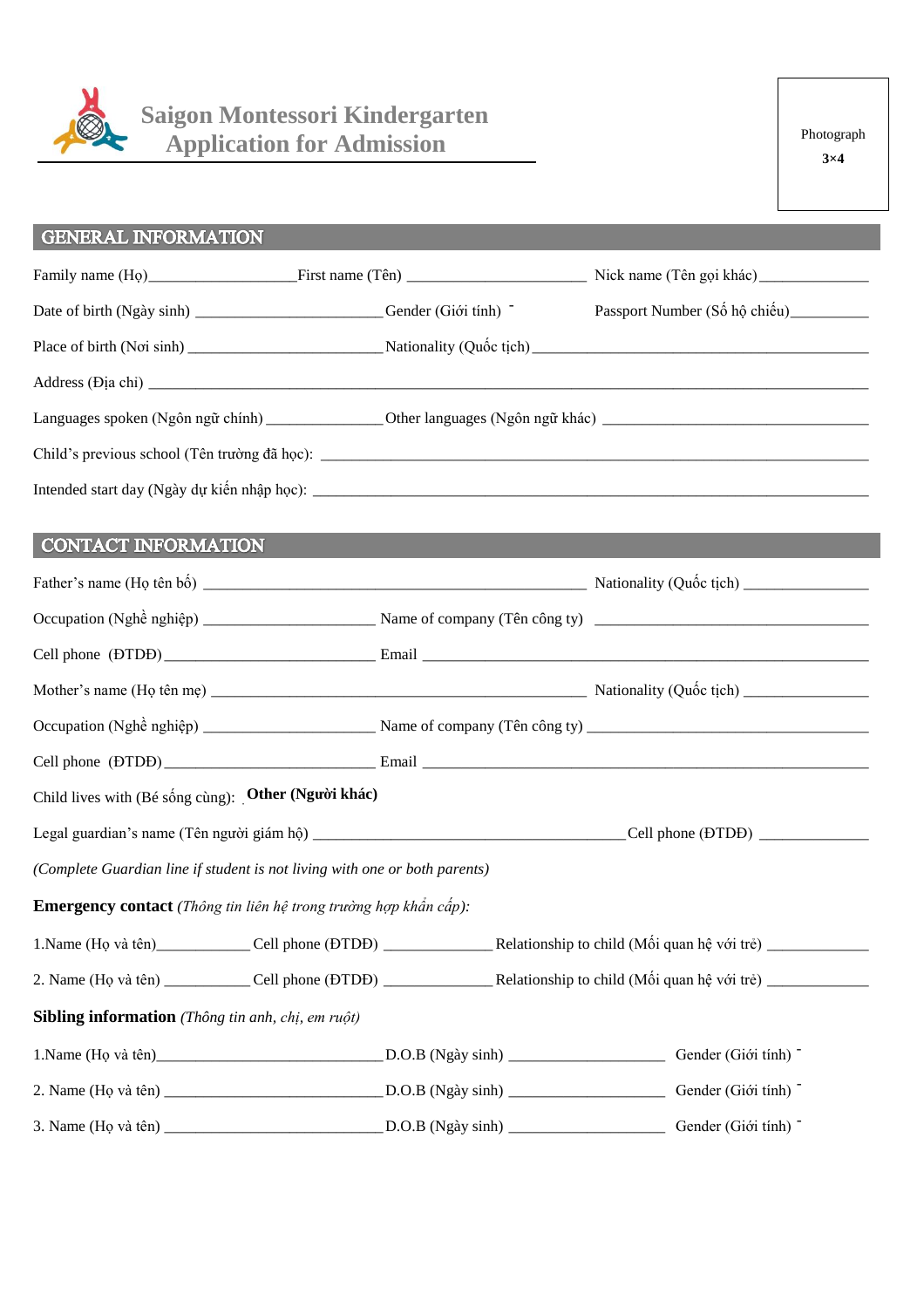# Saigon Montessori Kindergarten
# Application for Admission

Photograph
**3×4**

## GENERAL INFORMATION

Family name (Họ)__________________ First name (Tên) ______________________ Nick name (Tên gọi khác)_____________

Date of birth (Ngày sinh) ________________________ Gender (Giới tính) ˉ Passport Number (Số hộ chiếu)_________

Place of birth (Nơi sinh) ________________________ Nationality (Quốc tịch) _____________________________________

Address (Địa chỉ) ______________________________________________________________________________

Languages spoken (Ngôn ngữ chính) _______________ Other languages (Ngôn ngữ khác) ___________________________

Child's previous school (Tên trường đã học): ____________________________________________________________

Intended start day (Ngày dự kiến nhập học): ____________________________________________________________

## CONTACT INFORMATION

Father's name (Họ tên bố) _______________________________________________ Nationality (Quốc tịch) _______________

Occupation (Nghề nghiệp) _____________________ Name of company (Tên công ty) ________________________________

Cell phone (ĐTDĐ) ___________________________ Email __________________________________________________

Mother's name (Họ tên mẹ) _____________________________________________ Nationality (Quốc tịch) _______________

Occupation (Nghề nghiệp) _____________________ Name of company (Tên công ty) ________________________________

Cell phone (ĐTDĐ) ___________________________ Email __________________________________________________

Child lives with (Bé sống cùng): **Other (Người khác)**

Legal guardian's name (Tên người giám hộ) ________________________________________ Cell phone (ĐTDĐ) ______________

*(Complete Guardian line if student is not living with one or both parents)*

**Emergency contact** *(Thông tin liên hệ trong trường hợp khẩn cấp)*:

1.Name (Họ và tên)____________ Cell phone (ĐTDĐ) ______________ Relationship to child (Mối quan hệ với trẻ) _____________

2. Name (Họ và tên) ___________ Cell phone (ĐTDĐ) ______________ Relationship to child (Mối quan hệ với trẻ) _____________

**Sibling information** *(Thông tin anh, chị, em ruột)*

1.Name (Họ và tên)____________________________ D.O.B (Ngày sinh) ___________________ Gender (Giới tính) ˉ

2. Name (Họ và tên) ___________________________ D.O.B (Ngày sinh) ___________________ Gender (Giới tính) ˉ

3. Name (Họ và tên) ___________________________ D.O.B (Ngày sinh) ___________________ Gender (Giới tính) ˉ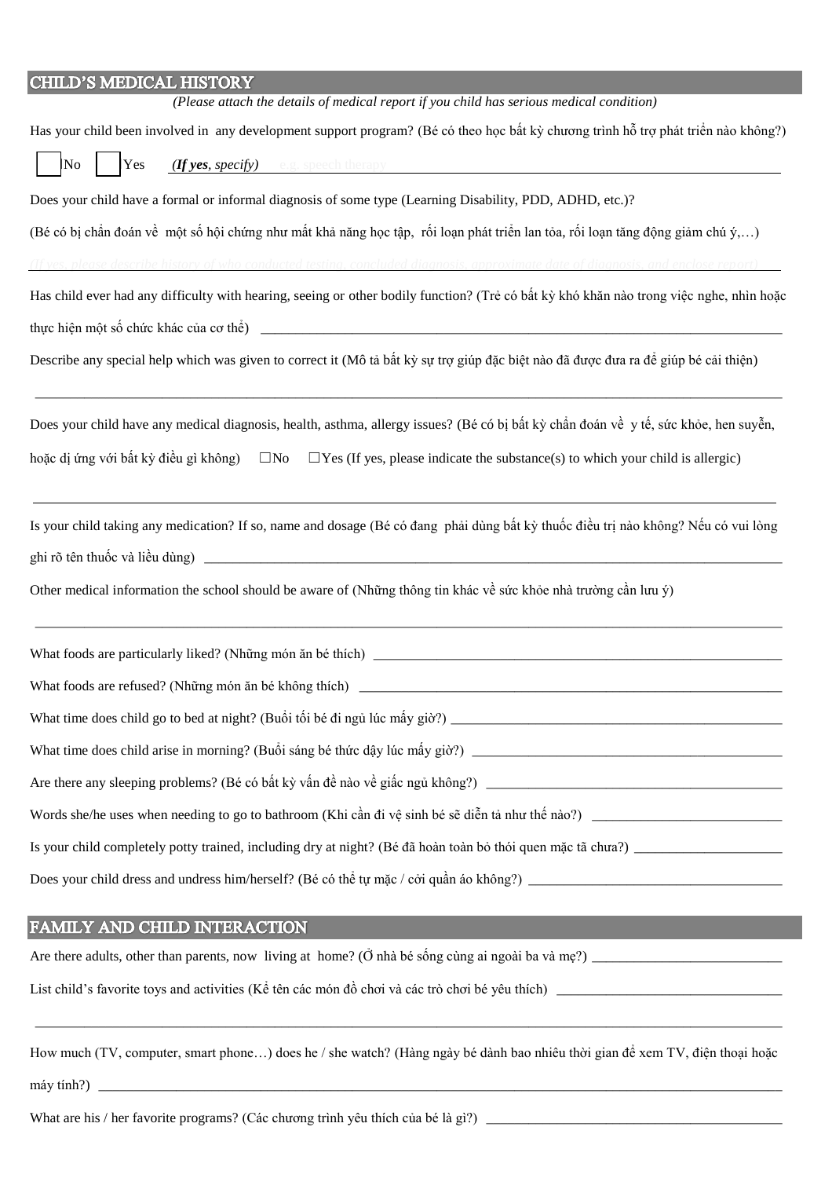## CHILD'S MEDICAL HISTORY

*(Please attach the details of medical report if you child has serious medical condition)*

Has your child been involved in any development support program? (Bé có theo học bất kỳ chương trình hỗ trợ phát triển nào không?)

☐ No ☐ Yes ***(If yes**, specify)* e.g. speech therapy ______________________________

Does your child have a formal or informal diagnosis of some type (Learning Disability, PDD, ADHD, etc.)?

(Bé có bị chẩn đoán về một số hội chứng như mất khả năng học tập, rối loạn phát triển lan tỏa, rối loạn tăng động giảm chú ý,…)

*(If yes, please describe history of who conducted testing, concluded diagnosis, approximate date of diagnosis, and enclose report)* ______________________________

Has child ever had any difficulty with hearing, seeing or other bodily function? (Trẻ có bất kỳ khó khăn nào trong việc nghe, nhìn hoặc thực hiện một số chức khác của cơ thể) ______________________________

Describe any special help which was given to correct it (Mô tả bất kỳ sự trợ giúp đặc biệt nào đã được đưa ra để giúp bé cải thiện)

______________________________

Does your child have any medical diagnosis, health, asthma, allergy issues? (Bé có bị bất kỳ chẩn đoán về y tế, sức khỏe, hen suyễn, hoặc dị ứng với bất kỳ điều gì không) ☐No ☐Yes (If yes, please indicate the substance(s) to which your child is allergic)

______________________________

Is your child taking any medication? If so, name and dosage (Bé có đang phải dùng bất kỳ thuốc điều trị nào không? Nếu có vui lòng ghi rõ tên thuốc và liều dùng) ______________________________

Other medical information the school should be aware of (Những thông tin khác về sức khỏe nhà trường cần lưu ý)

______________________________

What foods are particularly liked? (Những món ăn bé thích) ______________________________

What foods are refused? (Những món ăn bé không thích) ______________________________

What time does child go to bed at night? (Buổi tối bé đi ngủ lúc mấy giờ?) ______________________________

What time does child arise in morning? (Buổi sáng bé thức dậy lúc mấy giờ?) ______________________________

Are there any sleeping problems? (Bé có bất kỳ vấn đề nào về giấc ngủ không?) ______________________________

Words she/he uses when needing to go to bathroom (Khi cần đi vệ sinh bé sẽ diễn tả như thế nào?) ______________________________

Is your child completely potty trained, including dry at night? (Bé đã hoàn toàn bỏ thói quen mặc tã chưa?) ______________________________

Does your child dress and undress him/herself? (Bé có thể tự mặc / cởi quần áo không?) ______________________________

## FAMILY AND CHILD INTERACTION

Are there adults, other than parents, now living at home? (Ở nhà bé sống cùng ai ngoài ba và mẹ?) ______________________________

List child's favorite toys and activities (Kể tên các món đồ chơi và các trò chơi bé yêu thích) ______________________________

______________________________

How much (TV, computer, smart phone…) does he / she watch? (Hàng ngày bé dành bao nhiêu thời gian để xem TV, điện thoại hoặc máy tính?) ______________________________

What are his / her favorite programs? (Các chương trình yêu thích của bé là gì?) ______________________________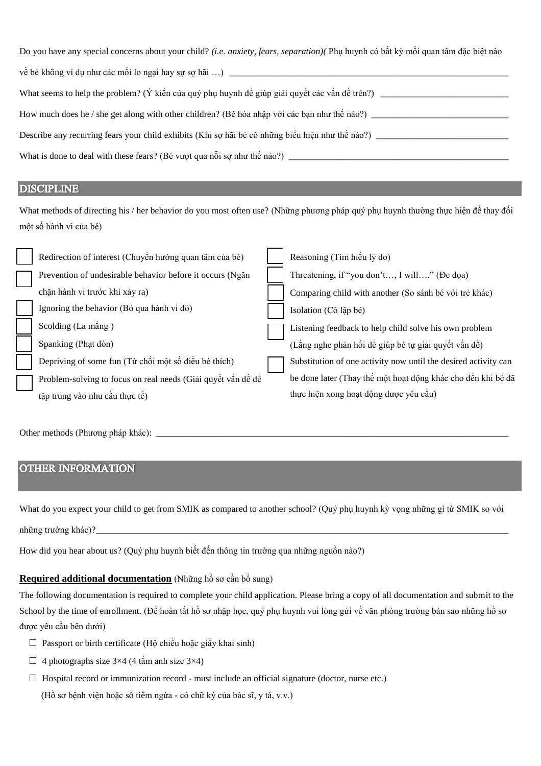Do you have any special concerns about your child? *(i.e. anxiety, fears, separation)(* Phụ huynh có bất kỳ mối quan tâm đặc biệt nào về bé không ví dụ như các mối lo ngại hay sự sợ hãi …) ____________________

What seems to help the problem? (Ý kiến của quý phụ huynh để giúp giải quyết các vấn đề trên?) ____________________

How much does he / she get along with other children? (Bé hòa nhập với các bạn như thế nào?) ____________________

Describe any recurring fears your child exhibits (Khi sợ hãi bé có những biểu hiện như thế nào?) ____________________

What is done to deal with these fears? (Bé vượt qua nỗi sợ như thế nào?) ____________________

## DISCIPLINE

What methods of directing his / her behavior do you most often use? (Những phương pháp quý phụ huynh thường thực hiện để thay đổi một số hành vi của bé)

- ☐ Redirection of interest (Chuyển hướng quan tâm của bé)
- ☐ Prevention of undesirable behavior before it occurs (Ngăn chặn hành vi trước khi xảy ra)
- ☐ Ignoring the behavior (Bỏ qua hành vi đó)
- ☐ Scolding (La mắng )
- ☐ Spanking (Phạt đòn)
- ☐ Depriving of some fun (Từ chối một số điều bé thích)
- ☐ Problem-solving to focus on real needs (Giải quyết vấn đề để tập trung vào nhu cầu thực tế)
- ☐ Reasoning (Tìm hiểu lý do)
- ☐ Threatening, if "you don't…, I will…." (Đe dọa)
- ☐ Comparing child with another (So sánh bé với trẻ khác)
- ☐ Isolation (Cô lập bé)
- ☐ Listening feedback to help child solve his own problem (Lắng nghe phản hồi để giúp bé tự giải quyết vấn đề)
- ☐ Substitution of one activity now until the desired activity can be done later (Thay thế một hoạt động khác cho đến khi bé đã thực hiện xong hoạt động được yêu cầu)

Other methods (Phương pháp khác): ____________________

## OTHER INFORMATION

What do you expect your child to get from SMIK as compared to another school? (Quý phụ huynh kỳ vọng những gì từ SMIK so với những trường khác)?____________________

How did you hear about us? (Quý phụ huynh biết đến thông tin trường qua những nguồn nào?)

**Required additional documentation** (Những hồ sơ cần bổ sung)

The following documentation is required to complete your child application. Please bring a copy of all documentation and submit to the School by the time of enrollment. (Để hoàn tất hồ sơ nhập học, quý phụ huynh vui lòng gửi về văn phòng trường bản sao những hồ sơ được yêu cầu bên dưới)

- ☐ Passport or birth certificate (Hộ chiếu hoặc giấy khai sinh)
- ☐ 4 photographs size 3×4 (4 tấm ảnh size 3×4)
- ☐ Hospital record or immunization record - must include an official signature (doctor, nurse etc.) (Hồ sơ bệnh viện hoặc sổ tiêm ngừa - có chữ ký của bác sĩ, y tá, v.v.)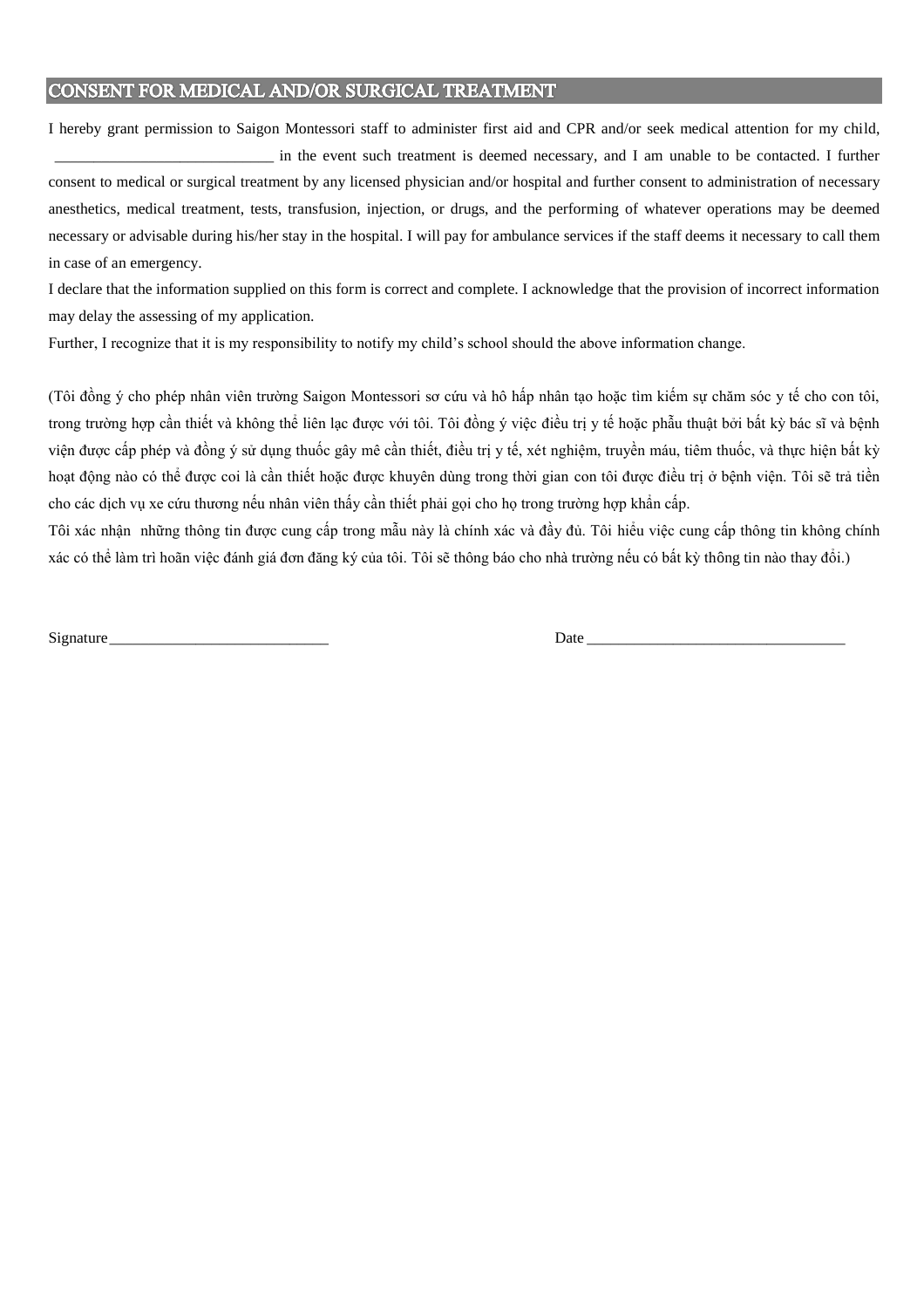## CONSENT FOR MEDICAL AND/OR SURGICAL TREATMENT

I hereby grant permission to Saigon Montessori staff to administer first aid and CPR and/or seek medical attention for my child, _____________________________ in the event such treatment is deemed necessary, and I am unable to be contacted. I further consent to medical or surgical treatment by any licensed physician and/or hospital and further consent to administration of necessary anesthetics, medical treatment, tests, transfusion, injection, or drugs, and the performing of whatever operations may be deemed necessary or advisable during his/her stay in the hospital. I will pay for ambulance services if the staff deems it necessary to call them in case of an emergency.

I declare that the information supplied on this form is correct and complete. I acknowledge that the provision of incorrect information may delay the assessing of my application.

Further, I recognize that it is my responsibility to notify my child's school should the above information change.

(Tôi đồng ý cho phép nhân viên trường Saigon Montessori sơ cứu và hô hấp nhân tạo hoặc tìm kiếm sự chăm sóc y tế cho con tôi, trong trường hợp cần thiết và không thể liên lạc được với tôi. Tôi đồng ý việc điều trị y tế hoặc phẫu thuật bởi bất kỳ bác sĩ và bệnh viện được cấp phép và đồng ý sử dụng thuốc gây mê cần thiết, điều trị y tế, xét nghiệm, truyền máu, tiêm thuốc, và thực hiện bất kỳ hoạt động nào có thể được coi là cần thiết hoặc được khuyên dùng trong thời gian con tôi được điều trị ở bệnh viện. Tôi sẽ trả tiền cho các dịch vụ xe cứu thương nếu nhân viên thấy cần thiết phải gọi cho họ trong trường hợp khẩn cấp.

Tôi xác nhận những thông tin được cung cấp trong mẫu này là chính xác và đầy đủ. Tôi hiểu việc cung cấp thông tin không chính xác có thể làm trì hoãn việc đánh giá đơn đăng ký của tôi. Tôi sẽ thông báo cho nhà trường nếu có bất kỳ thông tin nào thay đổi.)

Signature_____________________________ Date __________________________________